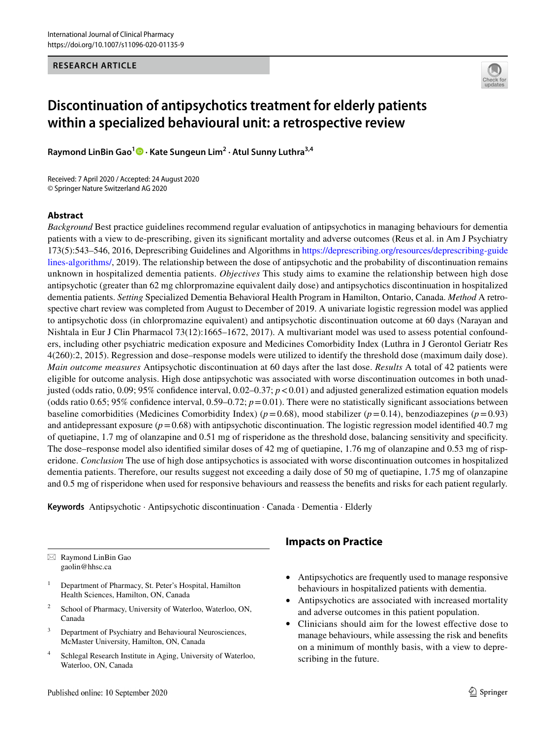International Journal of Clinical Pharmacy
https://doi.org/10.1007/s11096-020-01135-9

**RESEARCH ARTICLE**

# Discontinuation of antipsychotics treatment for elderly patients within a specialized behavioural unit: a retrospective review

**Raymond LinBin Gao[1] · Kate Sungeun Lim[2] · Atul Sunny Luthra[3,4]**

Received: 7 April 2020 / Accepted: 24 August 2020
© Springer Nature Switzerland AG 2020

## Abstract

*Background* Best practice guidelines recommend regular evaluation of antipsychotics in managing behaviours for dementia patients with a view to de-prescribing, given its significant mortality and adverse outcomes (Reus et al. in Am J Psychiatry 173(5):543–546, 2016, Deprescribing Guidelines and Algorithms in https://deprescribing.org/resources/deprescribing-guidelines-algorithms/, 2019). The relationship between the dose of antipsychotic and the probability of discontinuation remains unknown in hospitalized dementia patients. *Objectives* This study aims to examine the relationship between high dose antipsychotic (greater than 62 mg chlorpromazine equivalent daily dose) and antipsychotics discontinuation in hospitalized dementia patients. *Setting* Specialized Dementia Behavioral Health Program in Hamilton, Ontario, Canada. *Method* A retrospective chart review was completed from August to December of 2019. A univariate logistic regression model was applied to antipsychotic doss (in chlorpromazine equivalent) and antipsychotic discontinuation outcome at 60 days (Narayan and Nishtala in Eur J Clin Pharmacol 73(12):1665–1672, 2017). A multivariant model was used to assess potential confounders, including other psychiatric medication exposure and Medicines Comorbidity Index (Luthra in J Gerontol Geriatr Res 4(260):2, 2015). Regression and dose–response models were utilized to identify the threshold dose (maximum daily dose). *Main outcome measures* Antipsychotic discontinuation at 60 days after the last dose. *Results* A total of 42 patients were eligible for outcome analysis. High dose antipsychotic was associated with worse discontinuation outcomes in both unadjusted (odds ratio, 0.09; 95% confidence interval, 0.02–0.37; $p<0.01$) and adjusted generalized estimation equation models (odds ratio 0.65; 95% confidence interval, 0.59–0.72; $p=0.01$). There were no statistically significant associations between baseline comorbidities (Medicines Comorbidity Index) ($p=0.68$), mood stabilizer ($p=0.14$), benzodiazepines ($p=0.93$) and antidepressant exposure ($p=0.68$) with antipsychotic discontinuation. The logistic regression model identified 40.7 mg of quetiapine, 1.7 mg of olanzapine and 0.51 mg of risperidone as the threshold dose, balancing sensitivity and specificity. The dose–response model also identified similar doses of 42 mg of quetiapine, 1.76 mg of olanzapine and 0.53 mg of risperidone. *Conclusion* The use of high dose antipsychotics is associated with worse discontinuation outcomes in hospitalized dementia patients. Therefore, our results suggest not exceeding a daily dose of 50 mg of quetiapine, 1.75 mg of olanzapine and 0.5 mg of risperidone when used for responsive behaviours and reassess the benefits and risks for each patient regularly.

**Keywords** Antipsychotic · Antipsychotic discontinuation · Canada · Dementia · Elderly

✉ Raymond LinBin Gao
gaolin@hhsc.ca

1 Department of Pharmacy, St. Peter's Hospital, Hamilton Health Sciences, Hamilton, ON, Canada

2 School of Pharmacy, University of Waterloo, Waterloo, ON, Canada

3 Department of Psychiatry and Behavioural Neurosciences, McMaster University, Hamilton, ON, Canada

4 Schlegal Research Institute in Aging, University of Waterloo, Waterloo, ON, Canada

## Impacts on Practice

- Antipsychotics are frequently used to manage responsive behaviours in hospitalized patients with dementia.
- Antipsychotics are associated with increased mortality and adverse outcomes in this patient population.
- Clinicians should aim for the lowest effective dose to manage behaviours, while assessing the risk and benefits on a minimum of monthly basis, with a view to deprescribing in the future.

Published online: 10 September 2020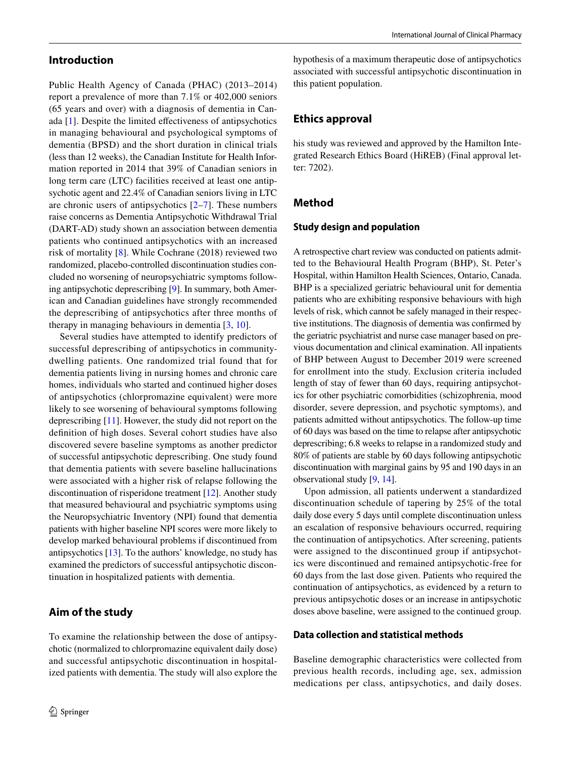## Introduction

Public Health Agency of Canada (PHAC) (2013–2014) report a prevalence of more than 7.1% or 402,000 seniors (65 years and over) with a diagnosis of dementia in Canada [1]. Despite the limited effectiveness of antipsychotics in managing behavioural and psychological symptoms of dementia (BPSD) and the short duration in clinical trials (less than 12 weeks), the Canadian Institute for Health Information reported in 2014 that 39% of Canadian seniors in long term care (LTC) facilities received at least one antipsychotic agent and 22.4% of Canadian seniors living in LTC are chronic users of antipsychotics [2–7]. These numbers raise concerns as Dementia Antipsychotic Withdrawal Trial (DART-AD) study shown an association between dementia patients who continued antipsychotics with an increased risk of mortality [8]. While Cochrane (2018) reviewed two randomized, placebo-controlled discontinuation studies concluded no worsening of neuropsychiatric symptoms following antipsychotic deprescribing [9]. In summary, both American and Canadian guidelines have strongly recommended the deprescribing of antipsychotics after three months of therapy in managing behaviours in dementia [3, 10].

Several studies have attempted to identify predictors of successful deprescribing of antipsychotics in community-dwelling patients. One randomized trial found that for dementia patients living in nursing homes and chronic care homes, individuals who started and continued higher doses of antipsychotics (chlorpromazine equivalent) were more likely to see worsening of behavioural symptoms following deprescribing [11]. However, the study did not report on the definition of high doses. Several cohort studies have also discovered severe baseline symptoms as another predictor of successful antipsychotic deprescribing. One study found that dementia patients with severe baseline hallucinations were associated with a higher risk of relapse following the discontinuation of risperidone treatment [12]. Another study that measured behavioural and psychiatric symptoms using the Neuropsychiatric Inventory (NPI) found that dementia patients with higher baseline NPI scores were more likely to develop marked behavioural problems if discontinued from antipsychotics [13]. To the authors' knowledge, no study has examined the predictors of successful antipsychotic discontinuation in hospitalized patients with dementia.

## Aim of the study

To examine the relationship between the dose of antipsychotic (normalized to chlorpromazine equivalent daily dose) and successful antipsychotic discontinuation in hospitalized patients with dementia. The study will also explore the hypothesis of a maximum therapeutic dose of antipsychotics associated with successful antipsychotic discontinuation in this patient population.

## Ethics approval

his study was reviewed and approved by the Hamilton Integrated Research Ethics Board (HiREB) (Final approval letter: 7202).

## Method

### Study design and population

A retrospective chart review was conducted on patients admitted to the Behavioural Health Program (BHP), St. Peter's Hospital, within Hamilton Health Sciences, Ontario, Canada. BHP is a specialized geriatric behavioural unit for dementia patients who are exhibiting responsive behaviours with high levels of risk, which cannot be safely managed in their respective institutions. The diagnosis of dementia was confirmed by the geriatric psychiatrist and nurse case manager based on previous documentation and clinical examination. All inpatients of BHP between August to December 2019 were screened for enrollment into the study. Exclusion criteria included length of stay of fewer than 60 days, requiring antipsychotics for other psychiatric comorbidities (schizophrenia, mood disorder, severe depression, and psychotic symptoms), and patients admitted without antipsychotics. The follow-up time of 60 days was based on the time to relapse after antipsychotic deprescribing; 6.8 weeks to relapse in a randomized study and 80% of patients are stable by 60 days following antipsychotic discontinuation with marginal gains by 95 and 190 days in an observational study [9, 14].

Upon admission, all patients underwent a standardized discontinuation schedule of tapering by 25% of the total daily dose every 5 days until complete discontinuation unless an escalation of responsive behaviours occurred, requiring the continuation of antipsychotics. After screening, patients were assigned to the discontinued group if antipsychotics were discontinued and remained antipsychotic-free for 60 days from the last dose given. Patients who required the continuation of antipsychotics, as evidenced by a return to previous antipsychotic doses or an increase in antipsychotic doses above baseline, were assigned to the continued group.

### Data collection and statistical methods

Baseline demographic characteristics were collected from previous health records, including age, sex, admission medications per class, antipsychotics, and daily doses.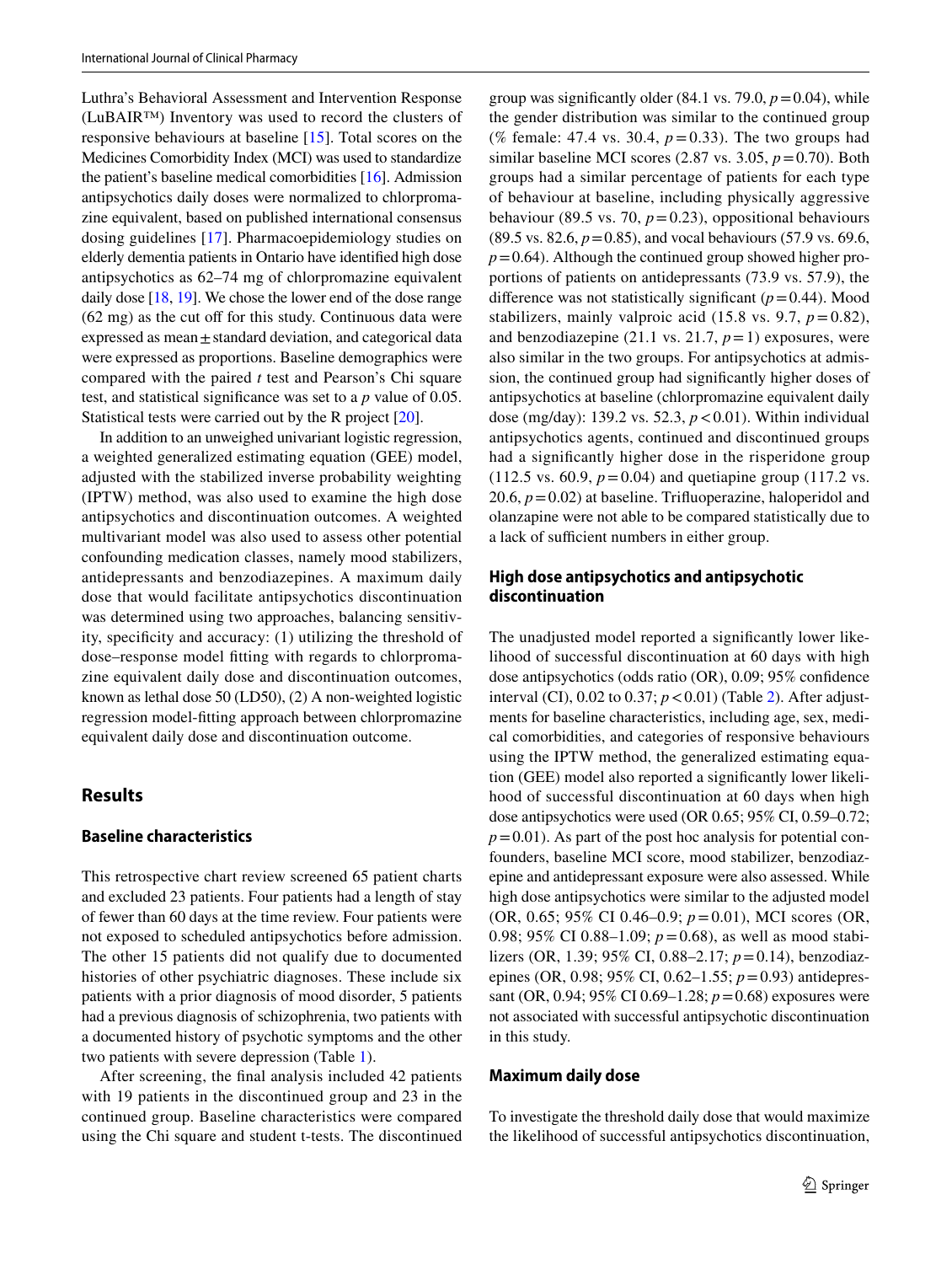Luthra's Behavioral Assessment and Intervention Response (LuBAIR™) Inventory was used to record the clusters of responsive behaviours at baseline [15]. Total scores on the Medicines Comorbidity Index (MCI) was used to standardize the patient's baseline medical comorbidities [16]. Admission antipsychotics daily doses were normalized to chlorpromazine equivalent, based on published international consensus dosing guidelines [17]. Pharmacoepidemiology studies on elderly dementia patients in Ontario have identified high dose antipsychotics as 62–74 mg of chlorpromazine equivalent daily dose [18, 19]. We chose the lower end of the dose range (62 mg) as the cut off for this study. Continuous data were expressed as mean ± standard deviation, and categorical data were expressed as proportions. Baseline demographics were compared with the paired *t* test and Pearson's Chi square test, and statistical significance was set to a *p* value of 0.05. Statistical tests were carried out by the R project [20].

In addition to an unweighed univariant logistic regression, a weighted generalized estimating equation (GEE) model, adjusted with the stabilized inverse probability weighting (IPTW) method, was also used to examine the high dose antipsychotics and discontinuation outcomes. A weighted multivariant model was also used to assess other potential confounding medication classes, namely mood stabilizers, antidepressants and benzodiazepines. A maximum daily dose that would facilitate antipsychotics discontinuation was determined using two approaches, balancing sensitivity, specificity and accuracy: (1) utilizing the threshold of dose–response model fitting with regards to chlorpromazine equivalent daily dose and discontinuation outcomes, known as lethal dose 50 (LD50), (2) A non-weighted logistic regression model-fitting approach between chlorpromazine equivalent daily dose and discontinuation outcome.

## Results

### Baseline characteristics

This retrospective chart review screened 65 patient charts and excluded 23 patients. Four patients had a length of stay of fewer than 60 days at the time review. Four patients were not exposed to scheduled antipsychotics before admission. The other 15 patients did not qualify due to documented histories of other psychiatric diagnoses. These include six patients with a prior diagnosis of mood disorder, 5 patients had a previous diagnosis of schizophrenia, two patients with a documented history of psychotic symptoms and the other two patients with severe depression (Table 1).

After screening, the final analysis included 42 patients with 19 patients in the discontinued group and 23 in the continued group. Baseline characteristics were compared using the Chi square and student t-tests. The discontinued group was significantly older (84.1 vs. 79.0, $p = 0.04$), while the gender distribution was similar to the continued group (% female: 47.4 vs. 30.4, $p = 0.33$). The two groups had similar baseline MCI scores (2.87 vs. 3.05, $p = 0.70$). Both groups had a similar percentage of patients for each type of behaviour at baseline, including physically aggressive behaviour (89.5 vs. 70, $p = 0.23$), oppositional behaviours (89.5 vs. 82.6, $p = 0.85$), and vocal behaviours (57.9 vs. 69.6, $p = 0.64$). Although the continued group showed higher proportions of patients on antidepressants (73.9 vs. 57.9), the difference was not statistically significant ($p = 0.44$). Mood stabilizers, mainly valproic acid (15.8 vs. 9.7, $p = 0.82$), and benzodiazepine (21.1 vs. 21.7, $p = 1$) exposures, were also similar in the two groups. For antipsychotics at admission, the continued group had significantly higher doses of antipsychotics at baseline (chlorpromazine equivalent daily dose (mg/day): 139.2 vs. 52.3, $p < 0.01$). Within individual antipsychotics agents, continued and discontinued groups had a significantly higher dose in the risperidone group (112.5 vs. 60.9, $p = 0.04$) and quetiapine group (117.2 vs. 20.6, $p = 0.02$) at baseline. Trifluoperazine, haloperidol and olanzapine were not able to be compared statistically due to a lack of sufficient numbers in either group.

### High dose antipsychotics and antipsychotic discontinuation

The unadjusted model reported a significantly lower likelihood of successful discontinuation at 60 days with high dose antipsychotics (odds ratio (OR), 0.09; 95% confidence interval (CI), 0.02 to 0.37; $p < 0.01$) (Table 2). After adjustments for baseline characteristics, including age, sex, medical comorbidities, and categories of responsive behaviours using the IPTW method, the generalized estimating equation (GEE) model also reported a significantly lower likelihood of successful discontinuation at 60 days when high dose antipsychotics were used (OR 0.65; 95% CI, 0.59–0.72; $p = 0.01$). As part of the post hoc analysis for potential confounders, baseline MCI score, mood stabilizer, benzodiazepine and antidepressant exposure were also assessed. While high dose antipsychotics were similar to the adjusted model (OR, 0.65; 95% CI 0.46–0.9; $p = 0.01$), MCI scores (OR, 0.98; 95% CI 0.88–1.09; $p = 0.68$), as well as mood stabilizers (OR, 1.39; 95% CI, 0.88–2.17; $p = 0.14$), benzodiazepines (OR, 0.98; 95% CI, 0.62–1.55; $p = 0.93$) antidepressant (OR, 0.94; 95% CI 0.69–1.28; $p = 0.68$) exposures were not associated with successful antipsychotic discontinuation in this study.

### Maximum daily dose

To investigate the threshold daily dose that would maximize the likelihood of successful antipsychotics discontinuation,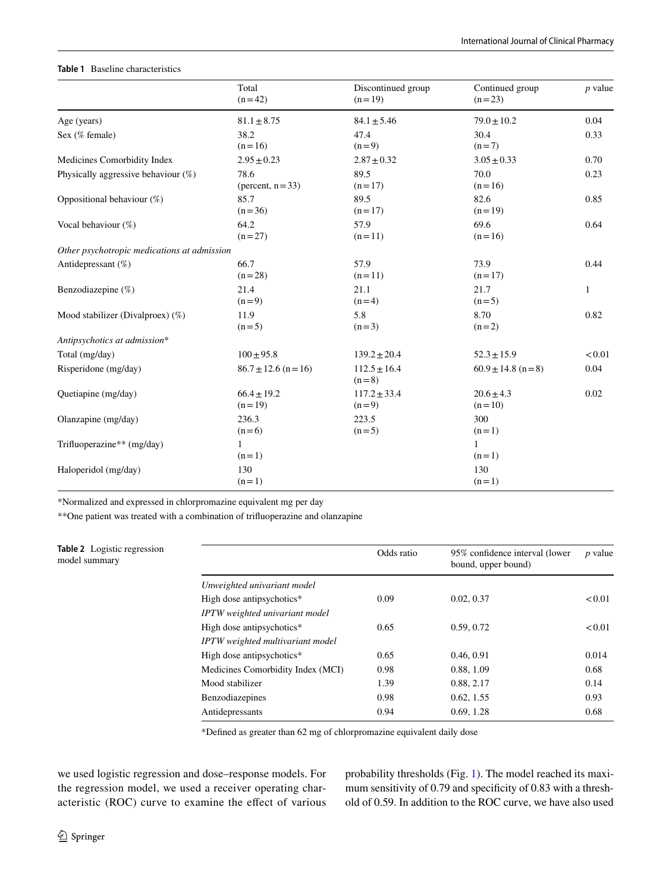**Table 1** Baseline characteristics

| | Total (n = 42) | Discontinued group (n = 19) | Continued group (n = 23) | *p* value |
|---|---|---|---|---|
| Age (years) | 81.1 ± 8.75 | 84.1 ± 5.46 | 79.0 ± 10.2 | 0.04 |
| Sex (% female) | 38.2 (n = 16) | 47.4 (n = 9) | 30.4 (n = 7) | 0.33 |
| Medicines Comorbidity Index | 2.95 ± 0.23 | 2.87 ± 0.32 | 3.05 ± 0.33 | 0.70 |
| Physically aggressive behaviour (%) | 78.6 (percent, n = 33) | 89.5 (n = 17) | 70.0 (n = 16) | 0.23 |
| Oppositional behaviour (%) | 85.7 (n = 36) | 89.5 (n = 17) | 82.6 (n = 19) | 0.85 |
| Vocal behaviour (%) | 64.2 (n = 27) | 57.9 (n = 11) | 69.6 (n = 16) | 0.64 |
| *Other psychotropic medications at admission* | | | | |
| Antidepressant (%) | 66.7 (n = 28) | 57.9 (n = 11) | 73.9 (n = 17) | 0.44 |
| Benzodiazepine (%) | 21.4 (n = 9) | 21.1 (n = 4) | 21.7 (n = 5) | 1 |
| Mood stabilizer (Divalproex) (%) | 11.9 (n = 5) | 5.8 (n = 3) | 8.70 (n = 2) | 0.82 |
| *Antipsychotics at admission** | | | | |
| Total (mg/day) | 100 ± 95.8 | 139.2 ± 20.4 | 52.3 ± 15.9 | < 0.01 |
| Risperidone (mg/day) | 86.7 ± 12.6 (n = 16) | 112.5 ± 16.4 (n = 8) | 60.9 ± 14.8 (n = 8) | 0.04 |
| Quetiapine (mg/day) | 66.4 ± 19.2 (n = 19) | 117.2 ± 33.4 (n = 9) | 20.6 ± 4.3 (n = 10) | 0.02 |
| Olanzapine (mg/day) | 236.3 (n = 6) | 223.5 (n = 5) | 300 (n = 1) | |
| Trifluoperazine** (mg/day) | 1 (n = 1) | | 1 (n = 1) | |
| Haloperidol (mg/day) | 130 (n = 1) | | 130 (n = 1) | |

*Normalized and expressed in chlorpromazine equivalent mg per day

**One patient was treated with a combination of trifluoperazine and olanzapine

**Table 2** Logistic regression model summary

| | Odds ratio | 95% confidence interval (lower bound, upper bound) | *p* value |
|---|---|---|---|
| *Unweighted univariant model* | | | |
| High dose antipsychotics* | 0.09 | 0.02, 0.37 | < 0.01 |
| *IPTW weighted univariant model* | | | |
| High dose antipsychotics* | 0.65 | 0.59, 0.72 | < 0.01 |
| *IPTW weighted multivariant model* | | | |
| High dose antipsychotics* | 0.65 | 0.46, 0.91 | 0.014 |
| Medicines Comorbidity Index (MCI) | 0.98 | 0.88, 1.09 | 0.68 |
| Mood stabilizer | 1.39 | 0.88, 2.17 | 0.14 |
| Benzodiazepines | 0.98 | 0.62, 1.55 | 0.93 |
| Antidepressants | 0.94 | 0.69, 1.28 | 0.68 |

*Defined as greater than 62 mg of chlorpromazine equivalent daily dose

we used logistic regression and dose–response models. For the regression model, we used a receiver operating characteristic (ROC) curve to examine the effect of various probability thresholds (Fig. 1). The model reached its maximum sensitivity of 0.79 and specificity of 0.83 with a threshold of 0.59. In addition to the ROC curve, we have also used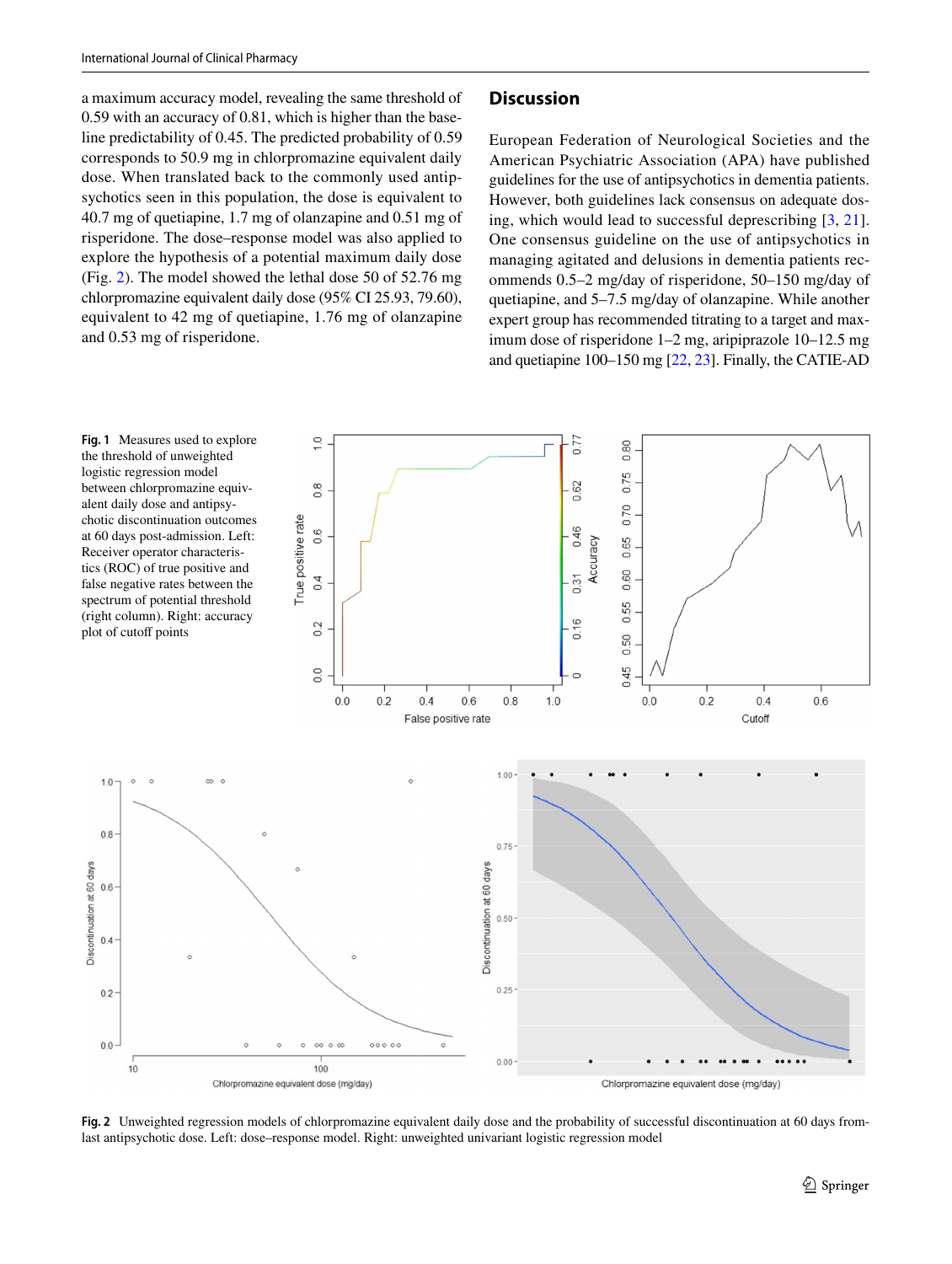a maximum accuracy model, revealing the same threshold of 0.59 with an accuracy of 0.81, which is higher than the baseline predictability of 0.45. The predicted probability of 0.59 corresponds to 50.9 mg in chlorpromazine equivalent daily dose. When translated back to the commonly used antipsychotics seen in this population, the dose is equivalent to 40.7 mg of quetiapine, 1.7 mg of olanzapine and 0.51 mg of risperidone. The dose–response model was also applied to explore the hypothesis of a potential maximum daily dose (Fig. 2). The model showed the lethal dose 50 of 52.76 mg chlorpromazine equivalent daily dose (95% CI 25.93, 79.60), equivalent to 42 mg of quetiapine, 1.76 mg of olanzapine and 0.53 mg of risperidone.

## Discussion

European Federation of Neurological Societies and the American Psychiatric Association (APA) have published guidelines for the use of antipsychotics in dementia patients. However, both guidelines lack consensus on adequate dosing, which would lead to successful deprescribing [3, 21]. One consensus guideline on the use of antipsychotics in managing agitated and delusions in dementia patients recommends 0.5–2 mg/day of risperidone, 50–150 mg/day of quetiapine, and 5–7.5 mg/day of olanzapine. While another expert group has recommended titrating to a target and maximum dose of risperidone 1–2 mg, aripiprazole 10–12.5 mg and quetiapine 100–150 mg [22, 23]. Finally, the CATIE-AD

**Fig. 1** Measures used to explore the threshold of unweighted logistic regression model between chlorpromazine equivalent daily dose and antipsychotic discontinuation outcomes at 60 days post-admission. Left: Receiver operator characteristics (ROC) of true positive and false negative rates between the spectrum of potential threshold (right column). Right: accuracy plot of cutoff points

**Fig. 2** Unweighted regression models of chlorpromazine equivalent daily dose and the probability of successful discontinuation at 60 days from-last antipsychotic dose. Left: dose–response model. Right: unweighted univariant logistic regression model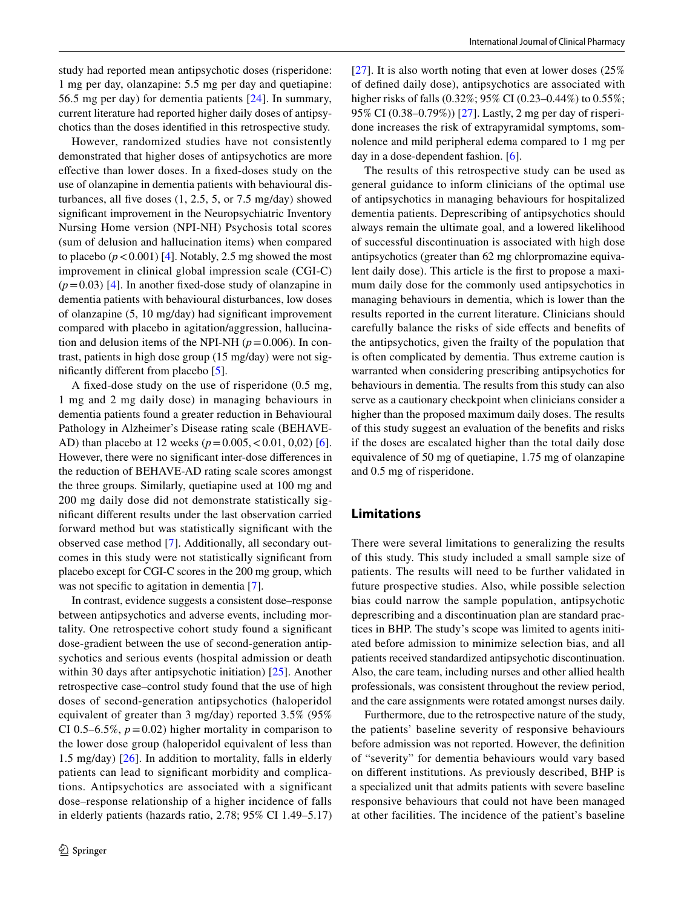study had reported mean antipsychotic doses (risperidone: 1 mg per day, olanzapine: 5.5 mg per day and quetiapine: 56.5 mg per day) for dementia patients [24]. In summary, current literature had reported higher daily doses of antipsychotics than the doses identified in this retrospective study.

However, randomized studies have not consistently demonstrated that higher doses of antipsychotics are more effective than lower doses. In a fixed-doses study on the use of olanzapine in dementia patients with behavioural disturbances, all five doses (1, 2.5, 5, or 7.5 mg/day) showed significant improvement in the Neuropsychiatric Inventory Nursing Home version (NPI-NH) Psychosis total scores (sum of delusion and hallucination items) when compared to placebo ($p < 0.001$) [4]. Notably, 2.5 mg showed the most improvement in clinical global impression scale (CGI-C) ($p = 0.03$) [4]. In another fixed-dose study of olanzapine in dementia patients with behavioural disturbances, low doses of olanzapine (5, 10 mg/day) had significant improvement compared with placebo in agitation/aggression, hallucination and delusion items of the NPI-NH ($p = 0.006$). In contrast, patients in high dose group (15 mg/day) were not significantly different from placebo [5].

A fixed-dose study on the use of risperidone (0.5 mg, 1 mg and 2 mg daily dose) in managing behaviours in dementia patients found a greater reduction in Behavioural Pathology in Alzheimer's Disease rating scale (BEHAVE-AD) than placebo at 12 weeks ($p = 0.005$, $< 0.01$, 0,02) [6]. However, there were no significant inter-dose differences in the reduction of BEHAVE-AD rating scale scores amongst the three groups. Similarly, quetiapine used at 100 mg and 200 mg daily dose did not demonstrate statistically significant different results under the last observation carried forward method but was statistically significant with the observed case method [7]. Additionally, all secondary outcomes in this study were not statistically significant from placebo except for CGI-C scores in the 200 mg group, which was not specific to agitation in dementia [7].

In contrast, evidence suggests a consistent dose–response between antipsychotics and adverse events, including mortality. One retrospective cohort study found a significant dose-gradient between the use of second-generation antipsychotics and serious events (hospital admission or death within 30 days after antipsychotic initiation) [25]. Another retrospective case–control study found that the use of high doses of second-generation antipsychotics (haloperidol equivalent of greater than 3 mg/day) reported 3.5% (95% CI 0.5–6.5%, $p = 0.02$) higher mortality in comparison to the lower dose group (haloperidol equivalent of less than 1.5 mg/day) [26]. In addition to mortality, falls in elderly patients can lead to significant morbidity and complications. Antipsychotics are associated with a significant dose–response relationship of a higher incidence of falls in elderly patients (hazards ratio, 2.78; 95% CI 1.49–5.17) [27]. It is also worth noting that even at lower doses (25% of defined daily dose), antipsychotics are associated with higher risks of falls (0.32%; 95% CI (0.23–0.44%) to 0.55%; 95% CI (0.38–0.79%)) [27]. Lastly, 2 mg per day of risperidone increases the risk of extrapyramidal symptoms, somnolence and mild peripheral edema compared to 1 mg per day in a dose-dependent fashion. [6].

The results of this retrospective study can be used as general guidance to inform clinicians of the optimal use of antipsychotics in managing behaviours for hospitalized dementia patients. Deprescribing of antipsychotics should always remain the ultimate goal, and a lowered likelihood of successful discontinuation is associated with high dose antipsychotics (greater than 62 mg chlorpromazine equivalent daily dose). This article is the first to propose a maximum daily dose for the commonly used antipsychotics in managing behaviours in dementia, which is lower than the results reported in the current literature. Clinicians should carefully balance the risks of side effects and benefits of the antipsychotics, given the frailty of the population that is often complicated by dementia. Thus extreme caution is warranted when considering prescribing antipsychotics for behaviours in dementia. The results from this study can also serve as a cautionary checkpoint when clinicians consider a higher than the proposed maximum daily doses. The results of this study suggest an evaluation of the benefits and risks if the doses are escalated higher than the total daily dose equivalence of 50 mg of quetiapine, 1.75 mg of olanzapine and 0.5 mg of risperidone.

## Limitations

There were several limitations to generalizing the results of this study. This study included a small sample size of patients. The results will need to be further validated in future prospective studies. Also, while possible selection bias could narrow the sample population, antipsychotic deprescribing and a discontinuation plan are standard practices in BHP. The study's scope was limited to agents initiated before admission to minimize selection bias, and all patients received standardized antipsychotic discontinuation. Also, the care team, including nurses and other allied health professionals, was consistent throughout the review period, and the care assignments were rotated amongst nurses daily.

Furthermore, due to the retrospective nature of the study, the patients' baseline severity of responsive behaviours before admission was not reported. However, the definition of "severity" for dementia behaviours would vary based on different institutions. As previously described, BHP is a specialized unit that admits patients with severe baseline responsive behaviours that could not have been managed at other facilities. The incidence of the patient's baseline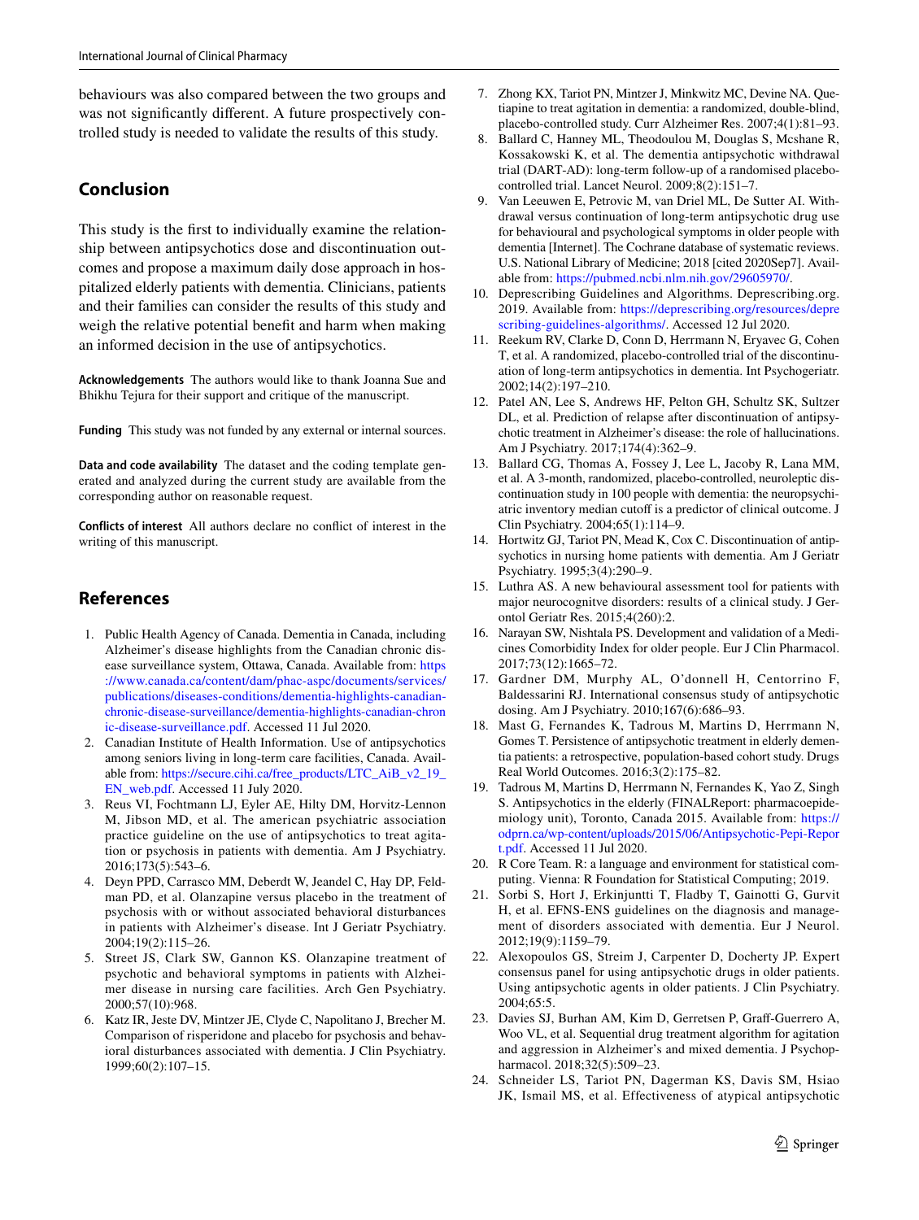behaviours was also compared between the two groups and was not significantly different. A future prospectively controlled study is needed to validate the results of this study.

## Conclusion

This study is the first to individually examine the relationship between antipsychotics dose and discontinuation outcomes and propose a maximum daily dose approach in hospitalized elderly patients with dementia. Clinicians, patients and their families can consider the results of this study and weigh the relative potential benefit and harm when making an informed decision in the use of antipsychotics.

**Acknowledgements** The authors would like to thank Joanna Sue and Bhikhu Tejura for their support and critique of the manuscript.

**Funding** This study was not funded by any external or internal sources.

**Data and code availability** The dataset and the coding template generated and analyzed during the current study are available from the corresponding author on reasonable request.

**Conflicts of interest** All authors declare no conflict of interest in the writing of this manuscript.

## References

1. Public Health Agency of Canada. Dementia in Canada, including Alzheimer's disease highlights from the Canadian chronic disease surveillance system, Ottawa, Canada. Available from: https://www.canada.ca/content/dam/phac-aspc/documents/services/publications/diseases-conditions/dementia-highlights-canadian-chronic-disease-surveillance/dementia-highlights-canadian-chronic-disease-surveillance.pdf. Accessed 11 Jul 2020.
2. Canadian Institute of Health Information. Use of antipsychotics among seniors living in long-term care facilities, Canada. Available from: https://secure.cihi.ca/free_products/LTC_AiB_v2_19_EN_web.pdf. Accessed 11 July 2020.
3. Reus VI, Fochtmann LJ, Eyler AE, Hilty DM, Horvitz-Lennon M, Jibson MD, et al. The american psychiatric association practice guideline on the use of antipsychotics to treat agitation or psychosis in patients with dementia. Am J Psychiatry. 2016;173(5):543–6.
4. Deyn PPD, Carrasco MM, Deberdt W, Jeandel C, Hay DP, Feldman PD, et al. Olanzapine versus placebo in the treatment of psychosis with or without associated behavioral disturbances in patients with Alzheimer's disease. Int J Geriatr Psychiatry. 2004;19(2):115–26.
5. Street JS, Clark SW, Gannon KS. Olanzapine treatment of psychotic and behavioral symptoms in patients with Alzheimer disease in nursing care facilities. Arch Gen Psychiatry. 2000;57(10):968.
6. Katz IR, Jeste DV, Mintzer JE, Clyde C, Napolitano J, Brecher M. Comparison of risperidone and placebo for psychosis and behavioral disturbances associated with dementia. J Clin Psychiatry. 1999;60(2):107–15.
7. Zhong KX, Tariot PN, Mintzer J, Minkwitz MC, Devine NA. Quetiapine to treat agitation in dementia: a randomized, double-blind, placebo-controlled study. Curr Alzheimer Res. 2007;4(1):81–93.
8. Ballard C, Hanney ML, Theodoulou M, Douglas S, Mcshane R, Kossakowski K, et al. The dementia antipsychotic withdrawal trial (DART-AD): long-term follow-up of a randomised placebo-controlled trial. Lancet Neurol. 2009;8(2):151–7.
9. Van Leeuwen E, Petrovic M, van Driel ML, De Sutter AI. Withdrawal versus continuation of long-term antipsychotic drug use for behavioural and psychological symptoms in older people with dementia [Internet]. The Cochrane database of systematic reviews. U.S. National Library of Medicine; 2018 [cited 2020Sep7]. Available from: https://pubmed.ncbi.nlm.nih.gov/29605970/.
10. Deprescribing Guidelines and Algorithms. Deprescribing.org. 2019. Available from: https://deprescribing.org/resources/deprescribing-guidelines-algorithms/. Accessed 12 Jul 2020.
11. Reekum RV, Clarke D, Conn D, Herrmann N, Eryavec G, Cohen T, et al. A randomized, placebo-controlled trial of the discontinuation of long-term antipsychotics in dementia. Int Psychogeriatr. 2002;14(2):197–210.
12. Patel AN, Lee S, Andrews HF, Pelton GH, Schultz SK, Sultzer DL, et al. Prediction of relapse after discontinuation of antipsychotic treatment in Alzheimer's disease: the role of hallucinations. Am J Psychiatry. 2017;174(4):362–9.
13. Ballard CG, Thomas A, Fossey J, Lee L, Jacoby R, Lana MM, et al. A 3-month, randomized, placebo-controlled, neuroleptic discontinuation study in 100 people with dementia: the neuropsychiatric inventory median cutoff is a predictor of clinical outcome. J Clin Psychiatry. 2004;65(1):114–9.
14. Hortwitz GJ, Tariot PN, Mead K, Cox C. Discontinuation of antipsychotics in nursing home patients with dementia. Am J Geriatr Psychiatry. 1995;3(4):290–9.
15. Luthra AS. A new behavioural assessment tool for patients with major neurocognitve disorders: results of a clinical study. J Gerontol Geriatr Res. 2015;4(260):2.
16. Narayan SW, Nishtala PS. Development and validation of a Medicines Comorbidity Index for older people. Eur J Clin Pharmacol. 2017;73(12):1665–72.
17. Gardner DM, Murphy AL, O'donnell H, Centorrino F, Baldessarini RJ. International consensus study of antipsychotic dosing. Am J Psychiatry. 2010;167(6):686–93.
18. Mast G, Fernandes K, Tadrous M, Martins D, Herrmann N, Gomes T. Persistence of antipsychotic treatment in elderly dementia patients: a retrospective, population-based cohort study. Drugs Real World Outcomes. 2016;3(2):175–82.
19. Tadrous M, Martins D, Herrmann N, Fernandes K, Yao Z, Singh S. Antipsychotics in the elderly (FINALReport: pharmacoepidemiology unit), Toronto, Canada 2015. Available from: https://odprn.ca/wp-content/uploads/2015/06/Antipsychotic-Pepi-Report.pdf. Accessed 11 Jul 2020.
20. R Core Team. R: a language and environment for statistical computing. Vienna: R Foundation for Statistical Computing; 2019.
21. Sorbi S, Hort J, Erkinjuntti T, Fladby T, Gainotti G, Gurvit H, et al. EFNS-ENS guidelines on the diagnosis and management of disorders associated with dementia. Eur J Neurol. 2012;19(9):1159–79.
22. Alexopoulos GS, Streim J, Carpenter D, Docherty JP. Expert consensus panel for using antipsychotic drugs in older patients. Using antipsychotic agents in older patients. J Clin Psychiatry. 2004;65:5.
23. Davies SJ, Burhan AM, Kim D, Gerretsen P, Graff-Guerrero A, Woo VL, et al. Sequential drug treatment algorithm for agitation and aggression in Alzheimer's and mixed dementia. J Psychopharmacol. 2018;32(5):509–23.
24. Schneider LS, Tariot PN, Dagerman KS, Davis SM, Hsiao JK, Ismail MS, et al. Effectiveness of atypical antipsychotic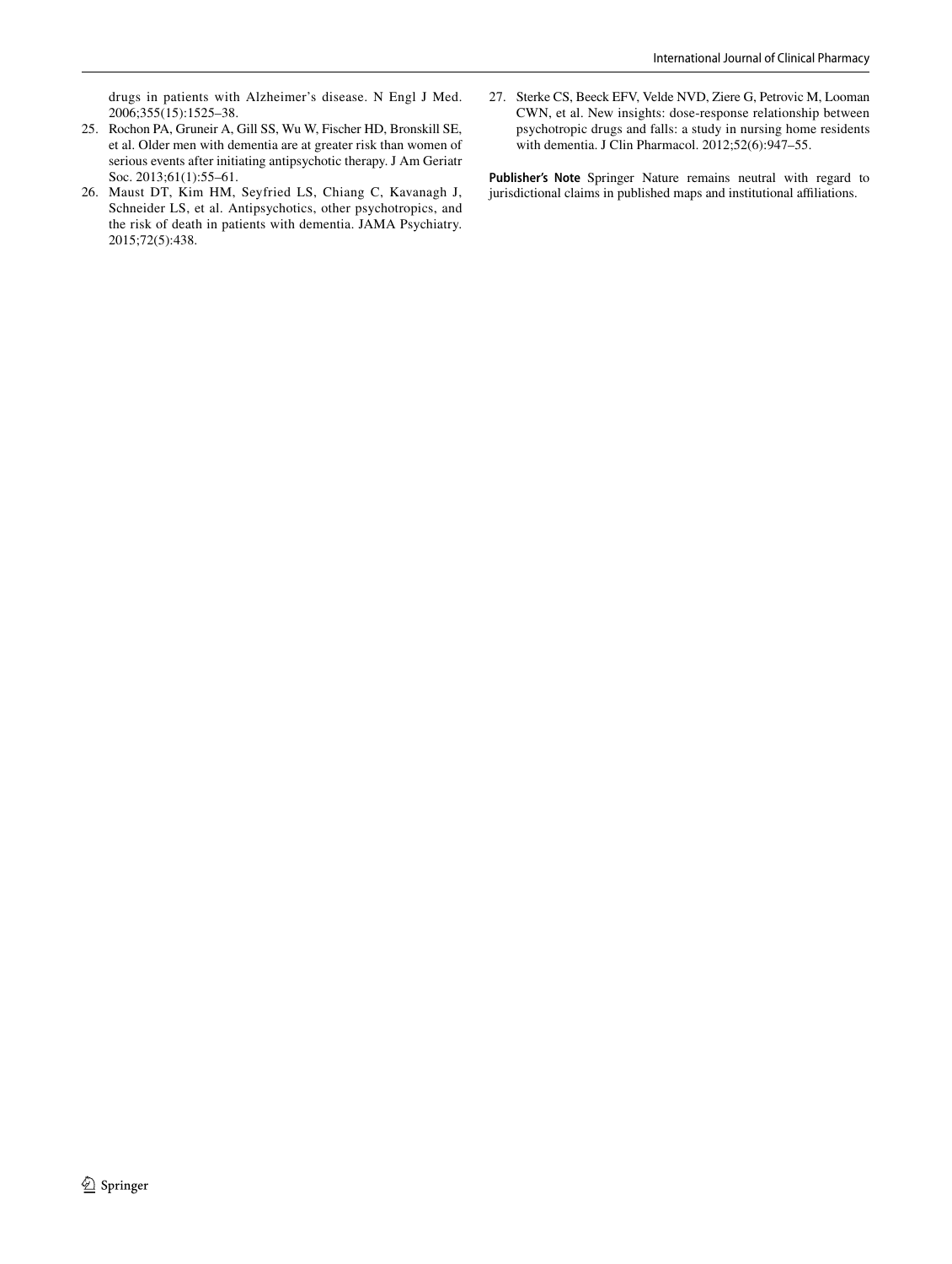drugs in patients with Alzheimer's disease. N Engl J Med. 2006;355(15):1525–38.

25. Rochon PA, Gruneir A, Gill SS, Wu W, Fischer HD, Bronskill SE, et al. Older men with dementia are at greater risk than women of serious events after initiating antipsychotic therapy. J Am Geriatr Soc. 2013;61(1):55–61.
26. Maust DT, Kim HM, Seyfried LS, Chiang C, Kavanagh J, Schneider LS, et al. Antipsychotics, other psychotropics, and the risk of death in patients with dementia. JAMA Psychiatry. 2015;72(5):438.
27. Sterke CS, Beeck EFV, Velde NVD, Ziere G, Petrovic M, Looman CWN, et al. New insights: dose-response relationship between psychotropic drugs and falls: a study in nursing home residents with dementia. J Clin Pharmacol. 2012;52(6):947–55.

**Publisher's Note** Springer Nature remains neutral with regard to jurisdictional claims in published maps and institutional affiliations.